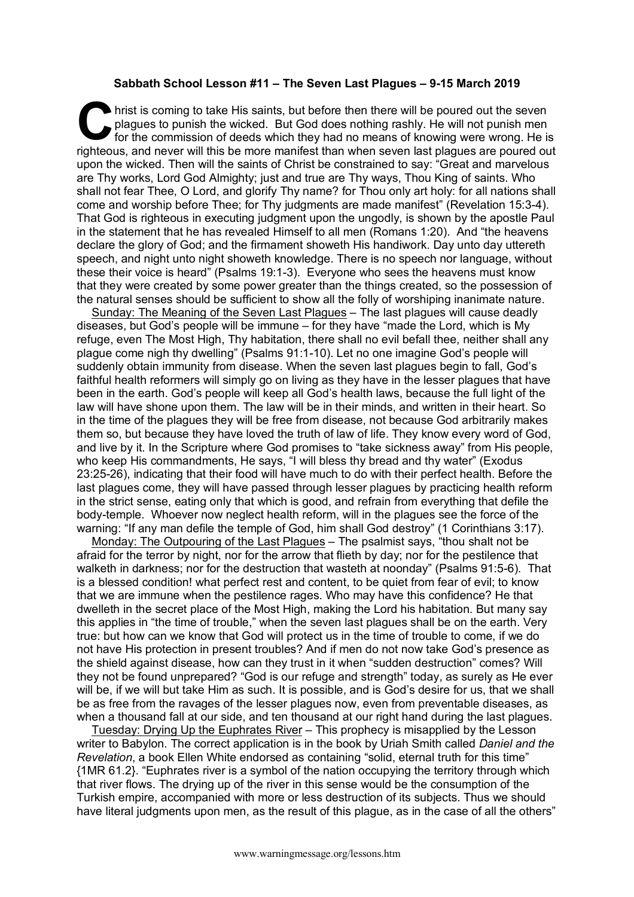**Sabbath School Lesson #11 – The Seven Last Plagues – 9-15 March 2019**

Christ is coming to take His saints, but before then there will be poured out the seven plagues to punish the wicked. But God does nothing rashly. He will not punish men for the commission of deeds which they had no means of knowing were wrong. He is righteous, and never will this be more manifest than when seven last plagues are poured out upon the wicked. Then will the saints of Christ be constrained to say: "Great and marvelous are Thy works, Lord God Almighty; just and true are Thy ways, Thou King of saints. Who shall not fear Thee, O Lord, and glorify Thy name? for Thou only art holy: for all nations shall come and worship before Thee; for Thy judgments are made manifest" (Revelation 15:3-4). That God is righteous in executing judgment upon the ungodly, is shown by the apostle Paul in the statement that he has revealed Himself to all men (Romans 1:20). And "the heavens declare the glory of God; and the firmament showeth His handiwork. Day unto day uttereth speech, and night unto night showeth knowledge. There is no speech nor language, without these their voice is heard" (Psalms 19:1-3). Everyone who sees the heavens must know that they were created by some power greater than the things created, so the possession of the natural senses should be sufficient to show all the folly of worshiping inanimate nature.

Sunday: The Meaning of the Seven Last Plagues – The last plagues will cause deadly diseases, but God's people will be immune – for they have "made the Lord, which is My refuge, even The Most High, Thy habitation, there shall no evil befall thee, neither shall any plague come nigh thy dwelling" (Psalms 91:1-10). Let no one imagine God's people will suddenly obtain immunity from disease. When the seven last plagues begin to fall, God's faithful health reformers will simply go on living as they have in the lesser plagues that have been in the earth. God's people will keep all God's health laws, because the full light of the law will have shone upon them. The law will be in their minds, and written in their heart. So in the time of the plagues they will be free from disease, not because God arbitrarily makes them so, but because they have loved the truth of law of life. They know every word of God, and live by it. In the Scripture where God promises to "take sickness away" from His people, who keep His commandments, He says, "I will bless thy bread and thy water" (Exodus 23:25-26), indicating that their food will have much to do with their perfect health. Before the last plagues come, they will have passed through lesser plagues by practicing health reform in the strict sense, eating only that which is good, and refrain from everything that defile the body-temple. Whoever now neglect health reform, will in the plagues see the force of the warning: "If any man defile the temple of God, him shall God destroy" (1 Corinthians 3:17).

Monday: The Outpouring of the Last Plagues – The psalmist says, "thou shalt not be afraid for the terror by night, nor for the arrow that flieth by day; nor for the pestilence that walketh in darkness; nor for the destruction that wasteth at noonday" (Psalms 91:5-6). That is a blessed condition! what perfect rest and content, to be quiet from fear of evil; to know that we are immune when the pestilence rages. Who may have this confidence? He that dwelleth in the secret place of the Most High, making the Lord his habitation. But many say this applies in "the time of trouble," when the seven last plagues shall be on the earth. Very true: but how can we know that God will protect us in the time of trouble to come, if we do not have His protection in present troubles? And if men do not now take God's presence as the shield against disease, how can they trust in it when "sudden destruction" comes? Will they not be found unprepared? "God is our refuge and strength" today, as surely as He ever will be, if we will but take Him as such. It is possible, and is God's desire for us, that we shall be as free from the ravages of the lesser plagues now, even from preventable diseases, as when a thousand fall at our side, and ten thousand at our right hand during the last plagues.

Tuesday: Drying Up the Euphrates River – This prophecy is misapplied by the Lesson writer to Babylon. The correct application is in the book by Uriah Smith called *Daniel and the Revelation*, a book Ellen White endorsed as containing "solid, eternal truth for this time" {1MR 61.2}. "Euphrates river is a symbol of the nation occupying the territory through which that river flows. The drying up of the river in this sense would be the consumption of the Turkish empire, accompanied with more or less destruction of its subjects. Thus we should have literal judgments upon men, as the result of this plague, as in the case of all the others"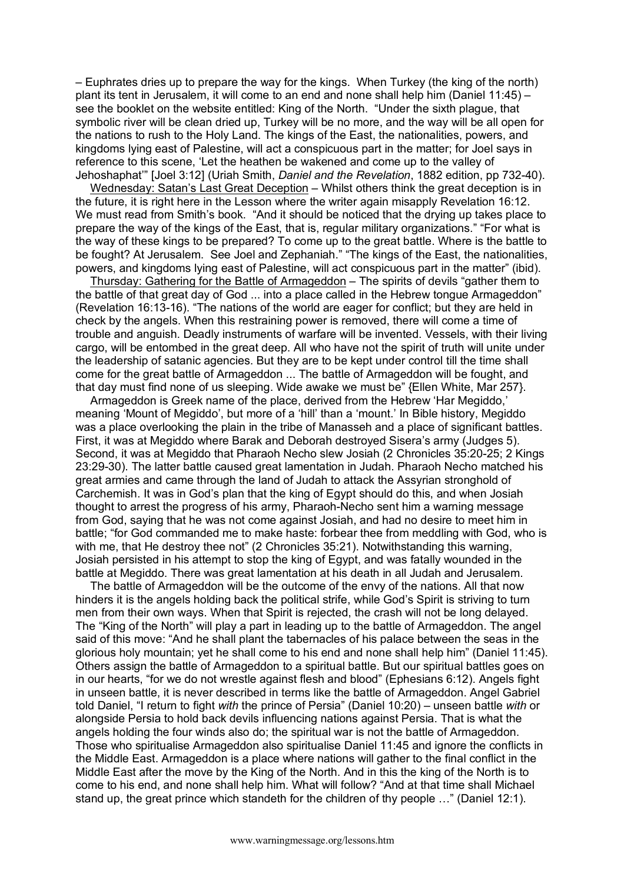– Euphrates dries up to prepare the way for the kings. When Turkey (the king of the north) plant its tent in Jerusalem, it will come to an end and none shall help him (Daniel 11:45) – see the booklet on the website entitled: King of the North. "Under the sixth plague, that symbolic river will be clean dried up, Turkey will be no more, and the way will be all open for the nations to rush to the Holy Land. The kings of the East, the nationalities, powers, and kingdoms lying east of Palestine, will act a conspicuous part in the matter; for Joel says in reference to this scene, 'Let the heathen be wakened and come up to the valley of Jehoshaphat'" [Joel 3:12] (Uriah Smith, *Daniel and the Revelation*, 1882 edition, pp 732-40).

Wednesday: Satan's Last Great Deception – Whilst others think the great deception is in the future, it is right here in the Lesson where the writer again misapply Revelation 16:12. We must read from Smith's book. "And it should be noticed that the drying up takes place to prepare the way of the kings of the East, that is, regular military organizations." "For what is the way of these kings to be prepared? To come up to the great battle. Where is the battle to be fought? At Jerusalem. See Joel and Zephaniah." "The kings of the East, the nationalities, powers, and kingdoms lying east of Palestine, will act conspicuous part in the matter" (ibid).

Thursday: Gathering for the Battle of Armageddon – The spirits of devils "gather them to the battle of that great day of God ... into a place called in the Hebrew tongue Armageddon" (Revelation 16:13-16). "The nations of the world are eager for conflict; but they are held in check by the angels. When this restraining power is removed, there will come a time of trouble and anguish. Deadly instruments of warfare will be invented. Vessels, with their living cargo, will be entombed in the great deep. All who have not the spirit of truth will unite under the leadership of satanic agencies. But they are to be kept under control till the time shall come for the great battle of Armageddon ... The battle of Armageddon will be fought, and that day must find none of us sleeping. Wide awake we must be" {Ellen White, Mar 257}.

Armageddon is Greek name of the place, derived from the Hebrew 'Har Megiddo,' meaning 'Mount of Megiddo', but more of a 'hill' than a 'mount.' In Bible history, Megiddo was a place overlooking the plain in the tribe of Manasseh and a place of significant battles. First, it was at Megiddo where Barak and Deborah destroyed Sisera's army (Judges 5). Second, it was at Megiddo that Pharaoh Necho slew Josiah (2 Chronicles 35:20-25; 2 Kings 23:29-30). The latter battle caused great lamentation in Judah. Pharaoh Necho matched his great armies and came through the land of Judah to attack the Assyrian stronghold of Carchemish. It was in God's plan that the king of Egypt should do this, and when Josiah thought to arrest the progress of his army, Pharaoh-Necho sent him a warning message from God, saying that he was not come against Josiah, and had no desire to meet him in battle; "for God commanded me to make haste: forbear thee from meddling with God, who is with me, that He destroy thee not" (2 Chronicles 35:21). Notwithstanding this warning, Josiah persisted in his attempt to stop the king of Egypt, and was fatally wounded in the battle at Megiddo. There was great lamentation at his death in all Judah and Jerusalem.

The battle of Armageddon will be the outcome of the envy of the nations. All that now hinders it is the angels holding back the political strife, while God's Spirit is striving to turn men from their own ways. When that Spirit is rejected, the crash will not be long delayed. The "King of the North" will play a part in leading up to the battle of Armageddon. The angel said of this move: "And he shall plant the tabernacles of his palace between the seas in the glorious holy mountain; yet he shall come to his end and none shall help him" (Daniel 11:45). Others assign the battle of Armageddon to a spiritual battle. But our spiritual battles goes on in our hearts, "for we do not wrestle against flesh and blood" (Ephesians 6:12). Angels fight in unseen battle, it is never described in terms like the battle of Armageddon. Angel Gabriel told Daniel, "I return to fight *with* the prince of Persia" (Daniel 10:20) – unseen battle *with* or alongside Persia to hold back devils influencing nations against Persia. That is what the angels holding the four winds also do; the spiritual war is not the battle of Armageddon. Those who spiritualise Armageddon also spiritualise Daniel 11:45 and ignore the conflicts in the Middle East. Armageddon is a place where nations will gather to the final conflict in the Middle East after the move by the King of the North. And in this the king of the North is to come to his end, and none shall help him. What will follow? "And at that time shall Michael stand up, the great prince which standeth for the children of thy people …" (Daniel 12:1).